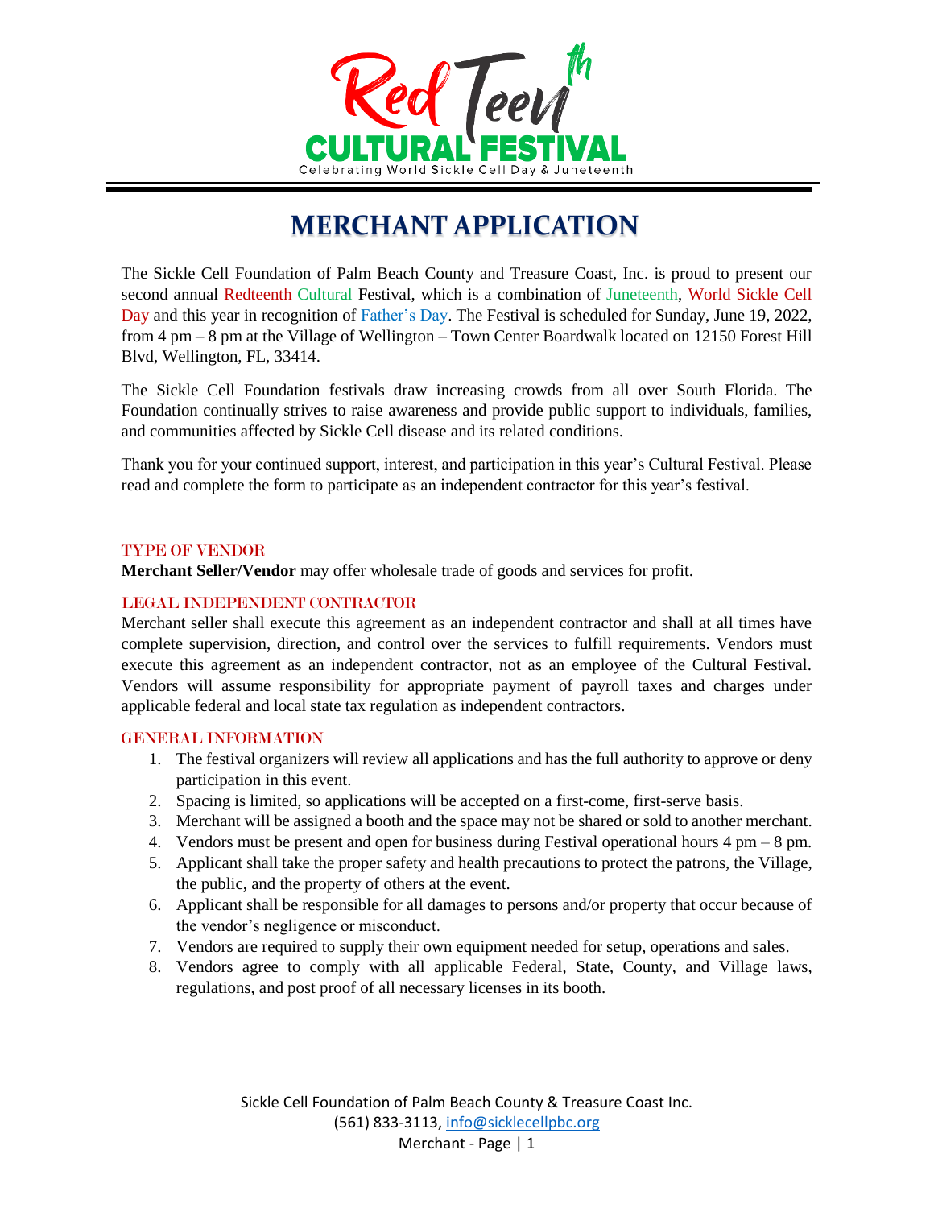# RedTeenth CULTURAL FESTIVAL

Celebrating World Sickle Cell Day & Juneteenth

## MERCHANT APPLICATION

The Sickle Cell Foundation of Palm Beach County and Treasure Coast, Inc. is proud to present our second annual Redteenth Cultural Festival, which is a combination of Juneteenth, World Sickle Cell Day and this year in recognition of Father's Day. The Festival is scheduled for Sunday, June 19, 2022, from 4 pm – 8 pm at the Village of Wellington – Town Center Boardwalk located on 12150 Forest Hill Blvd, Wellington, FL, 33414.

The Sickle Cell Foundation festivals draw increasing crowds from all over South Florida. The Foundation continually strives to raise awareness and provide public support to individuals, families, and communities affected by Sickle Cell disease and its related conditions.

Thank you for your continued support, interest, and participation in this year's Cultural Festival. Please read and complete the form to participate as an independent contractor for this year's festival.

### TYPE OF VENDOR

**Merchant Seller/Vendor** may offer wholesale trade of goods and services for profit.

### LEGAL INDEPENDENT CONTRACTOR

Merchant seller shall execute this agreement as an independent contractor and shall at all times have complete supervision, direction, and control over the services to fulfill requirements. Vendors must execute this agreement as an independent contractor, not as an employee of the Cultural Festival. Vendors will assume responsibility for appropriate payment of payroll taxes and charges under applicable federal and local state tax regulation as independent contractors.

### GENERAL INFORMATION

1. The festival organizers will review all applications and has the full authority to approve or deny participation in this event.
2. Spacing is limited, so applications will be accepted on a first-come, first-serve basis.
3. Merchant will be assigned a booth and the space may not be shared or sold to another merchant.
4. Vendors must be present and open for business during Festival operational hours 4 pm – 8 pm.
5. Applicant shall take the proper safety and health precautions to protect the patrons, the Village, the public, and the property of others at the event.
6. Applicant shall be responsible for all damages to persons and/or property that occur because of the vendor's negligence or misconduct.
7. Vendors are required to supply their own equipment needed for setup, operations and sales.
8. Vendors agree to comply with all applicable Federal, State, County, and Village laws, regulations, and post proof of all necessary licenses in its booth.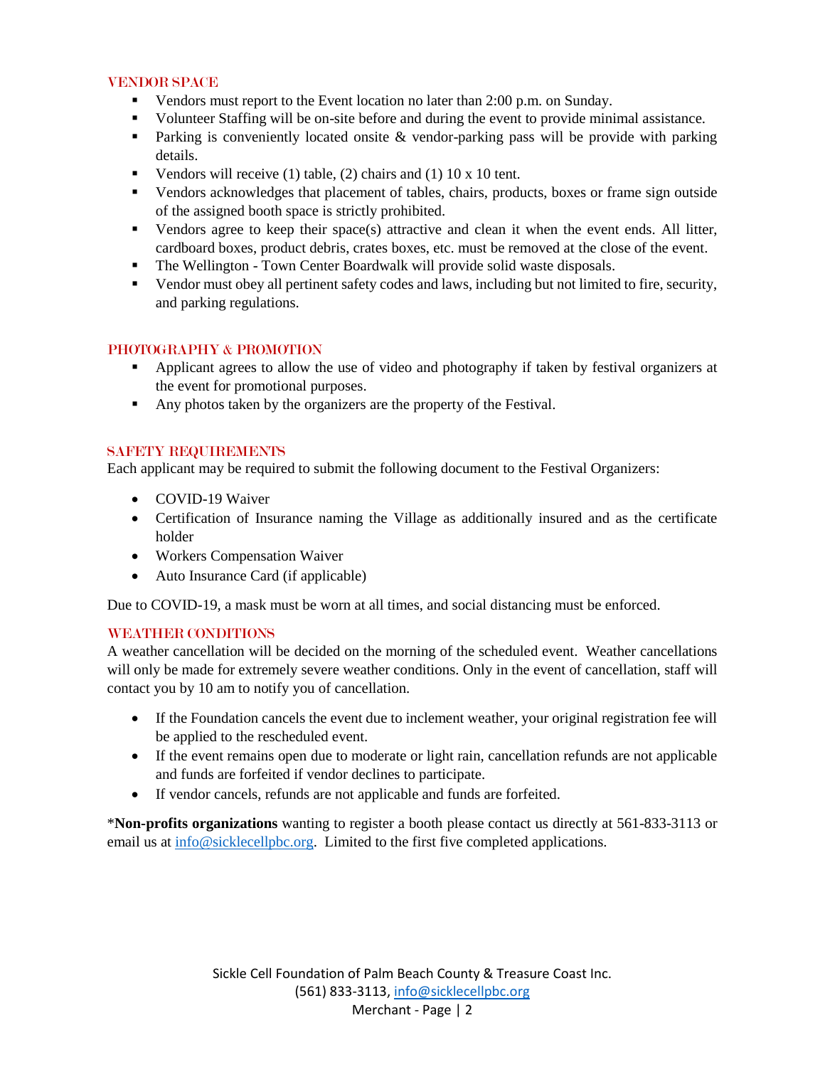## VENDOR SPACE

- Vendors must report to the Event location no later than 2:00 p.m. on Sunday.
- Volunteer Staffing will be on-site before and during the event to provide minimal assistance.
- Parking is conveniently located onsite & vendor-parking pass will be provide with parking details.
- Vendors will receive (1) table, (2) chairs and (1) 10 x 10 tent.
- Vendors acknowledges that placement of tables, chairs, products, boxes or frame sign outside of the assigned booth space is strictly prohibited.
- Vendors agree to keep their space(s) attractive and clean it when the event ends. All litter, cardboard boxes, product debris, crates boxes, etc. must be removed at the close of the event.
- The Wellington - Town Center Boardwalk will provide solid waste disposals.
- Vendor must obey all pertinent safety codes and laws, including but not limited to fire, security, and parking regulations.

## PHOTOGRAPHY & PROMOTION

- Applicant agrees to allow the use of video and photography if taken by festival organizers at the event for promotional purposes.
- Any photos taken by the organizers are the property of the Festival.

## SAFETY REQUIREMENTS

Each applicant may be required to submit the following document to the Festival Organizers:

- COVID-19 Waiver
- Certification of Insurance naming the Village as additionally insured and as the certificate holder
- Workers Compensation Waiver
- Auto Insurance Card (if applicable)

Due to COVID-19, a mask must be worn at all times, and social distancing must be enforced.

## WEATHER CONDITIONS

A weather cancellation will be decided on the morning of the scheduled event. Weather cancellations will only be made for extremely severe weather conditions. Only in the event of cancellation, staff will contact you by 10 am to notify you of cancellation.

- If the Foundation cancels the event due to inclement weather, your original registration fee will be applied to the rescheduled event.
- If the event remains open due to moderate or light rain, cancellation refunds are not applicable and funds are forfeited if vendor declines to participate.
- If vendor cancels, refunds are not applicable and funds are forfeited.

\***Non-profits organizations** wanting to register a booth please contact us directly at 561-833-3113 or email us at info@sicklecellpbc.org. Limited to the first five completed applications.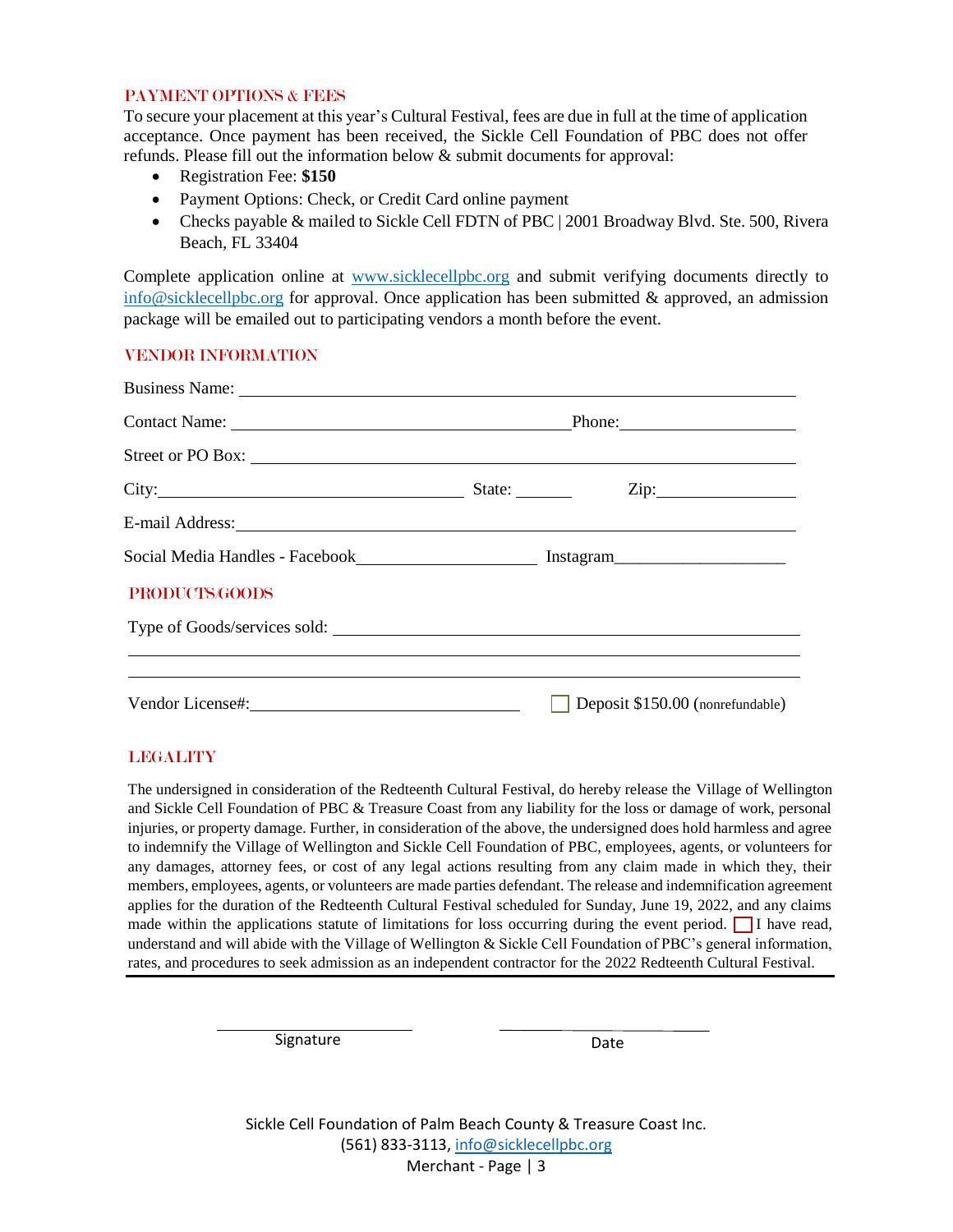## PAYMENT OPTIONS & FEES

To secure your placement at this year's Cultural Festival, fees are due in full at the time of application acceptance. Once payment has been received, the Sickle Cell Foundation of PBC does not offer refunds. Please fill out the information below & submit documents for approval:

- Registration Fee: **$150**
- Payment Options: Check, or Credit Card online payment
- Checks payable & mailed to Sickle Cell FDTN of PBC | 2001 Broadway Blvd. Ste. 500, Rivera Beach, FL 33404

Complete application online at www.sicklecellpbc.org and submit verifying documents directly to info@sicklecellpbc.org for approval. Once application has been submitted & approved, an admission package will be emailed out to participating vendors a month before the event.

## VENDOR INFORMATION

Business Name: ______________________________

Contact Name: ______________________ Phone: ______________

Street or PO Box: ______________________________

City: ______________ State: ______ Zip: ______________

E-mail Address: ______________________________

Social Media Handles - Facebook______________ Instagram______________

## PRODUCTS/GOODS

Type of Goods/services sold: ______________________________

______________________________

______________________________

Vendor License#: ______________________ ☐ Deposit $150.00 (nonrefundable)

## LEGALITY

The undersigned in consideration of the Redteenth Cultural Festival, do hereby release the Village of Wellington and Sickle Cell Foundation of PBC & Treasure Coast from any liability for the loss or damage of work, personal injuries, or property damage. Further, in consideration of the above, the undersigned does hold harmless and agree to indemnify the Village of Wellington and Sickle Cell Foundation of PBC, employees, agents, or volunteers for any damages, attorney fees, or cost of any legal actions resulting from any claim made in which they, their members, employees, agents, or volunteers are made parties defendant. The release and indemnification agreement applies for the duration of the Redteenth Cultural Festival scheduled for Sunday, June 19, 2022, and any claims made within the applications statute of limitations for loss occurring during the event period. ☐ I have read, understand and will abide with the Village of Wellington & Sickle Cell Foundation of PBC's general information, rates, and procedures to seek admission as an independent contractor for the 2022 Redteenth Cultural Festival.

______________________ ______________________

Signature Date

Sickle Cell Foundation of Palm Beach County & Treasure Coast Inc.
(561) 833-3113, info@sicklecellpbc.org
Merchant - Page | 3